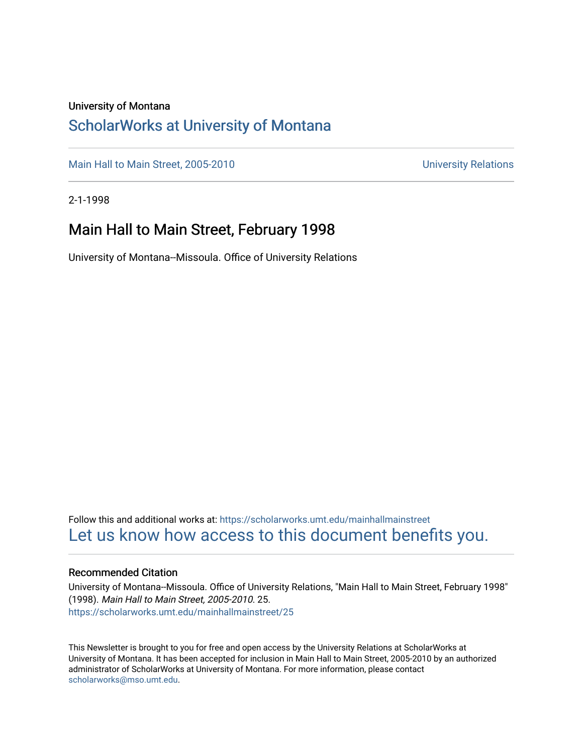University of Montana

# ScholarWorks at University of Montana

Main Hall to Main Street, 2005-2010 | University Relations

2-1-1998

## Main Hall to Main Street, February 1998

University of Montana--Missoula. Office of University Relations

Follow this and additional works at: https://scholarworks.umt.edu/mainhallmainstreet

Let us know how access to this document benefits you.

### Recommended Citation

University of Montana--Missoula. Office of University Relations, "Main Hall to Main Street, February 1998" (1998). *Main Hall to Main Street, 2005-2010*. 25.
https://scholarworks.umt.edu/mainhallmainstreet/25

This Newsletter is brought to you for free and open access by the University Relations at ScholarWorks at University of Montana. It has been accepted for inclusion in Main Hall to Main Street, 2005-2010 by an authorized administrator of ScholarWorks at University of Montana. For more information, please contact scholarworks@mso.umt.edu.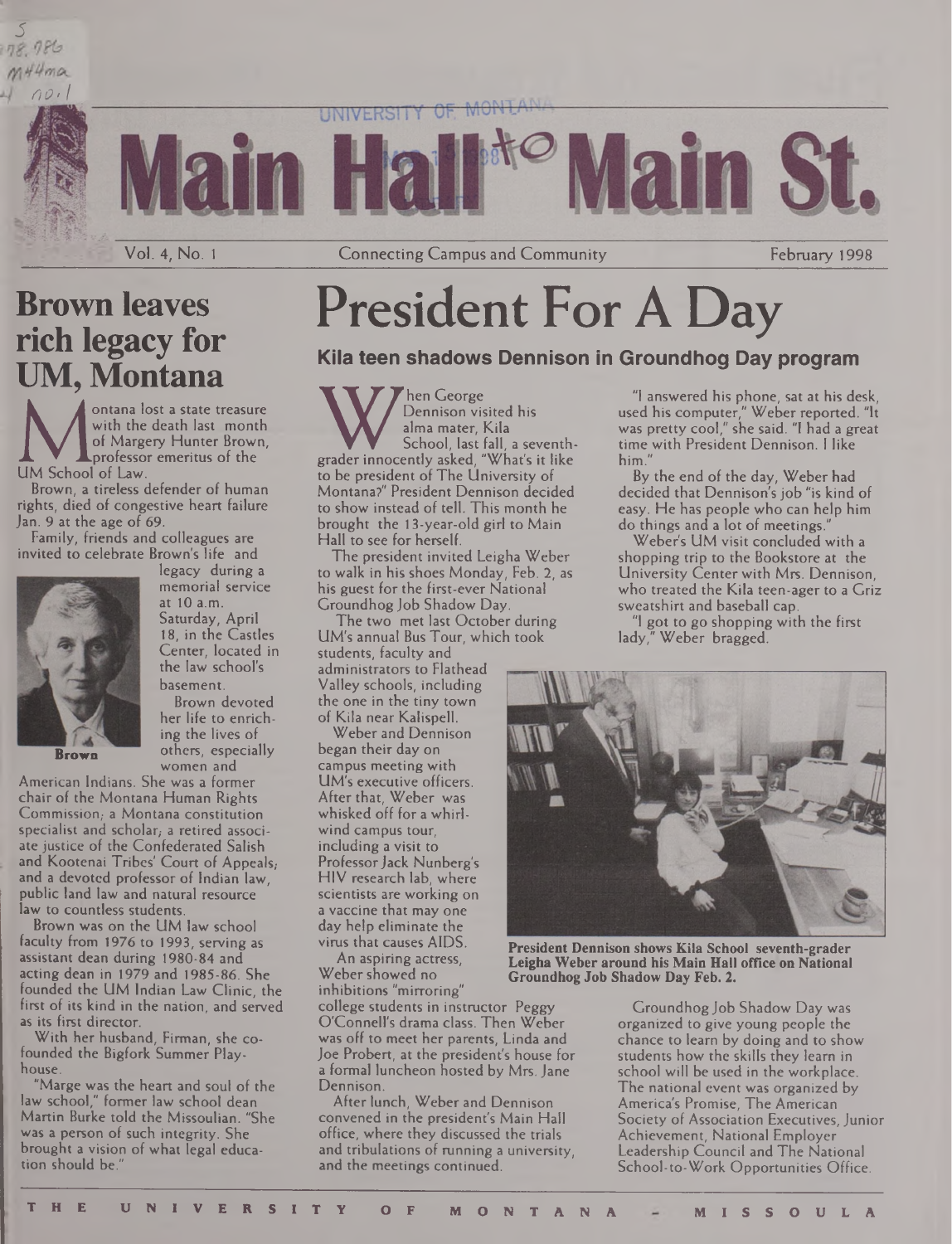# Main Hall to Main St.

Vol. 4, No. 1 | Connecting Campus and Community | February 1998

## Brown leaves rich legacy for UM, Montana

Montana lost a state treasure with the death last month of Margery Hunter Brown, professor emeritus of the UM School of Law.

Brown, a tireless defender of human rights, died of congestive heart failure Jan. 9 at the age of 69.

Family, friends and colleagues are invited to celebrate Brown's life and legacy during a memorial service at 10 a.m. Saturday, April 18, in the Castles Center, located in the law school's basement.

Brown

Brown devoted her life to enriching the lives of others, especially women and American Indians. She was a former chair of the Montana Human Rights Commission; a Montana constitution specialist and scholar; a retired associate justice of the Confederated Salish and Kootenai Tribes' Court of Appeals; and a devoted professor of Indian law, public land law and natural resource law to countless students.

Brown was on the UM law school faculty from 1976 to 1993, serving as assistant dean during 1980-84 and acting dean in 1979 and 1985-86. She founded the UM Indian Law Clinic, the first of its kind in the nation, and served as its first director.

With her husband, Firman, she co-founded the Bigfork Summer Playhouse.

"Marge was the heart and soul of the law school," former law school dean Martin Burke told the Missoulian. "She was a person of such integrity. She brought a vision of what legal education should be."

# President For A Day

### Kila teen shadows Dennison in Groundhog Day program

When George Dennison visited his alma mater, Kila School, last fall, a seventh-grader innocently asked, "What's it like to be president of The University of Montana?" President Dennison decided to show instead of tell. This month he brought the 13-year-old girl to Main Hall to see for herself.

The president invited Leigha Weber to walk in his shoes Monday, Feb. 2, as his guest for the first-ever National Groundhog Job Shadow Day.

The two met last October during UM's annual Bus Tour, which took students, faculty and administrators to Flathead Valley schools, including the one in the tiny town of Kila near Kalispell.

Weber and Dennison began their day on campus meeting with UM's executive officers. After that, Weber was whisked off for a whirlwind campus tour, including a visit to Professor Jack Nunberg's HIV research lab, where scientists are working on a vaccine that may one day help eliminate the virus that causes AIDS.

An aspiring actress, Weber showed no inhibitions "mirroring" college students in instructor Peggy O'Connell's drama class. Then Weber was off to meet her parents, Linda and Joe Probert, at the president's house for a formal luncheon hosted by Mrs. Jane Dennison.

After lunch, Weber and Dennison convened in the president's Main Hall office, where they discussed the trials and tribulations of running a university, and the meetings continued.

"I answered his phone, sat at his desk, used his computer," Weber reported. "It was pretty cool," she said. "I had a great time with President Dennison. I like him."

By the end of the day, Weber had decided that Dennison's job "is kind of easy. He has people who can help him do things and a lot of meetings."

Weber's UM visit concluded with a shopping trip to the Bookstore at the University Center with Mrs. Dennison, who treated the Kila teen-ager to a Griz sweatshirt and baseball cap.

"I got to go shopping with the first lady," Weber bragged.

**President Dennison shows Kila School seventh-grader Leigha Weber around his Main Hall office on National Groundhog Job Shadow Day Feb. 2.**

Groundhog Job Shadow Day was organized to give young people the chance to learn by doing and to show students how the skills they learn in school will be used in the workplace. The national event was organized by America's Promise, The American Society of Association Executives, Junior Achievement, National Employer Leadership Council and The National School-to-Work Opportunities Office.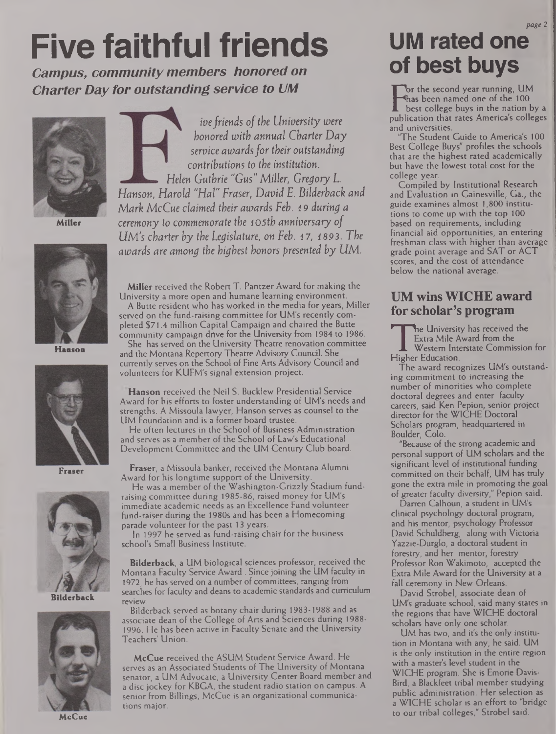# Five faithful friends

***Campus, community members honored on Charter Day for outstanding service to UM***

Miller

Hanson

Fraser

Bilderback

McCue

*Five friends of the University were honored with annual Charter Day service awards for their outstanding contributions to the institution. Helen Guthrie "Gus" Miller, Gregory L. Hanson, Harold "Hal" Fraser, David E. Bilderback and Mark McCue claimed their awards Feb. 19 during a ceremony to commemorate the 105th anniversary of UM's charter by the Legislature, on Feb. 17, 1893. The awards are among the highest honors presented by UM.*

**Miller** received the Robert T. Pantzer Award for making the University a more open and humane learning environment.

A Butte resident who has worked in the media for years, Miller served on the fund-raising committee for UM's recently completed $71.4 million Capital Campaign and chaired the Butte community campaign drive for the University from 1984 to 1986.

She has served on the University Theatre renovation committee and the Montana Repertory Theatre Advisory Council. She currently serves on the School of Fine Arts Advisory Council and volunteers for KUFM's signal extension project.

**Hanson** received the Neil S. Bucklew Presidential Service Award for his efforts to foster understanding of UM's needs and strengths. A Missoula lawyer, Hanson serves as counsel to the UM Foundation and is a former board trustee.

He often lectures in the School of Business Administration and serves as a member of the School of Law's Educational Development Committee and the UM Century Club board.

**Fraser**, a Missoula banker, received the Montana Alumni Award for his longtime support of the University.

He was a member of the Washington-Grizzly Stadium fund-raising committee during 1985-86, raised money for UM's immediate academic needs as an Excellence Fund volunteer fund-raiser during the 1980s and has been a Homecoming parade volunteer for the past 13 years.

In 1997 he served as fund-raising chair for the business school's Small Business Institute.

**Bilderback**, a UM biological sciences professor, received the Montana Faculty Service Award . Since joining the UM faculty in 1972, he has served on a number of committees, ranging from searches for faculty and deans to academic standards and curriculum review.

Bilderback served as botany chair during 1983-1988 and as associate dean of the College of Arts and Sciences during 1988-1996. He has been active in Faculty Senate and the University Teachers' Union.

**McCue** received the ASUM Student Service Award. He serves as an Associated Students of The University of Montana senator, a UM Advocate, a University Center Board member and a disc jockey for KBGA, the student radio station on campus. A senior from Billings, McCue is an organizational communications major.

# UM rated one of best buys

For the second year running, UM has been named one of the 100 best college buys in the nation by a publication that rates America's colleges and universities.

"The Student Guide to America's 100 Best College Buys" profiles the schools that are the highest rated academically but have the lowest total cost for the college year.

Compiled by Institutional Research and Evaluation in Gainesville, Ga., the guide examines almost 1,800 institutions to come up with the top 100 based on requirements, including financial aid opportunities, an entering freshman class with higher than average grade point average and SAT or ACT scores, and the cost of attendance below the national average.

## UM wins WICHE award for scholar's program

The University has received the Extra Mile Award from the Western Interstate Commission for Higher Education.

The award recognizes UM's outstanding commitment to increasing the number of minorities who complete doctoral degrees and enter faculty careers, said Ken Pepion, senior project director for the WICHE Doctoral Scholars program, headquartered in Boulder, Colo.

"Because of the strong academic and personal support of UM scholars and the significant level of institutional funding committed on their behalf, UM has truly gone the extra mile in promoting the goal of greater faculty diversity," Pepion said.

Darren Calhoun, a student in UM's clinical psychology doctoral program, and his mentor, psychology Professor David Schuldberg, along with Victoria Yazzie-Durglo, a doctoral student in forestry, and her mentor, forestry Professor Ron Wakimoto, accepted the Extra Mile Award for the University at a fall ceremony in New Orleans.

David Strobel, associate dean of UM's graduate school, said many states in the regions that have WICHE doctoral scholars have only one scholar.

UM has two, and it's the only institution in Montana with any, he said. UM is the only institution in the entire region with a master's level student in the WICHE program. She is Emorie Davis-Bird, a Blackfeet tribal member studying public administration. Her selection as a WICHE scholar is an effort to "bridge to our tribal colleges," Strobel said.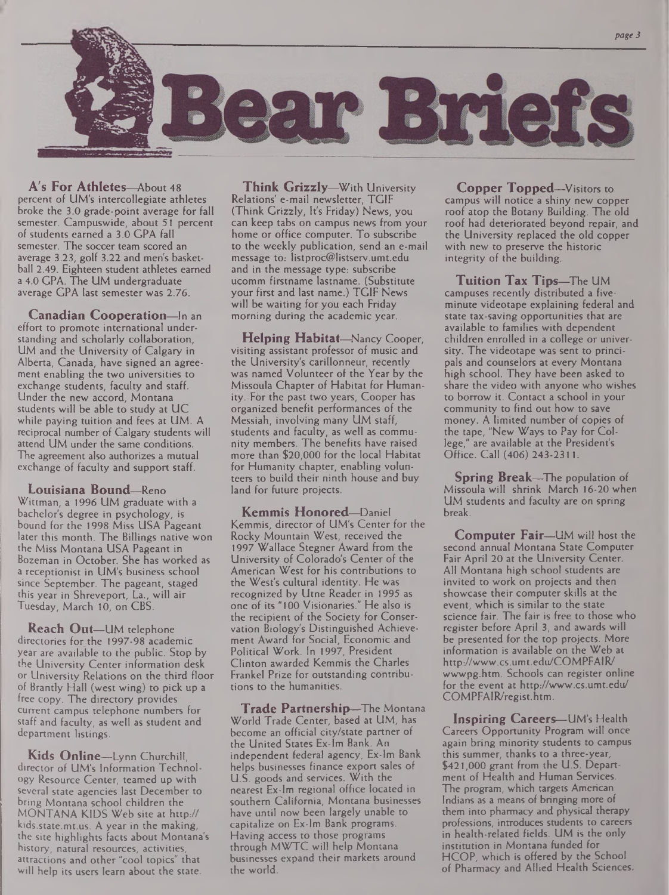# Bear Briefs

**A's For Athletes**—About 48 percent of UM's intercollegiate athletes broke the 3.0 grade-point average for fall semester. Campuswide, about 51 percent of students earned a 3.0 GPA fall semester. The soccer team scored an average 3.23, golf 3.22 and men's basketball 2.49. Eighteen student athletes earned a 4.0 GPA. The UM undergraduate average GPA last semester was 2.76.

**Canadian Cooperation**—In an effort to promote international understanding and scholarly collaboration, UM and the University of Calgary in Alberta, Canada, have signed an agreement enabling the two universities to exchange students, faculty and staff. Under the new accord, Montana students will be able to study at UC while paying tuition and fees at UM. A reciprocal number of Calgary students will attend UM under the same conditions. The agreement also authorizes a mutual exchange of faculty and support staff.

**Louisiana Bound**—Reno Wittman, a 1996 UM graduate with a bachelor's degree in psychology, is bound for the 1998 Miss USA Pageant later this month. The Billings native won the Miss Montana USA Pageant in Bozeman in October. She has worked as a receptionist in UM's business school since September. The pageant, staged this year in Shreveport, La., will air Tuesday, March 10, on CBS.

**Reach Out**—UM telephone directories for the 1997-98 academic year are available to the public. Stop by the University Center information desk or University Relations on the third floor of Brantly Hall (west wing) to pick up a free copy. The directory provides current campus telephone numbers for staff and faculty, as well as student and department listings.

**Kids Online**—Lynn Churchill, director of UM's Information Technology Resource Center, teamed up with several state agencies last December to bring Montana school children the MONTANA KIDS Web site at http://kids.state.mt.us. A year in the making, the site highlights facts about Montana's history, natural resources, activities, attractions and other "cool topics" that will help its users learn about the state.

**Think Grizzly**—With University Relations' e-mail newsletter, TGIF (Think Grizzly, It's Friday) News, you can keep tabs on campus news from your home or office computer. To subscribe to the weekly publication, send an e-mail message to: listproc@listserv.umt.edu and in the message type: subscribe ucomm firstname lastname. (Substitute your first and last name.) TGIF News will be waiting for you each Friday morning during the academic year.

**Helping Habitat**—Nancy Cooper, visiting assistant professor of music and the University's carillonneur, recently was named Volunteer of the Year by the Missoula Chapter of Habitat for Humanity. For the past two years, Cooper has organized benefit performances of the Messiah, involving many UM staff, students and faculty, as well as community members. The benefits have raised more than $20,000 for the local Habitat for Humanity chapter, enabling volunteers to build their ninth house and buy land for future projects.

**Kemmis Honored**—Daniel Kemmis, director of UM's Center for the Rocky Mountain West, received the 1997 Wallace Stegner Award from the University of Colorado's Center of the American West for his contributions to the West's cultural identity. He was recognized by Utne Reader in 1995 as one of its "100 Visionaries." He also is the recipient of the Society for Conservation Biology's Distinguished Achievement Award for Social, Economic and Political Work. In 1997, President Clinton awarded Kemmis the Charles Frankel Prize for outstanding contributions to the humanities.

**Trade Partnership**—The Montana World Trade Center, based at UM, has become an official city/state partner of the United States Ex-Im Bank. An independent federal agency, Ex-Im Bank helps businesses finance export sales of U.S. goods and services. With the nearest Ex-Im regional office located in southern California, Montana businesses have until now been largely unable to capitalize on Ex-Im Bank programs. Having access to those programs through MWTC will help Montana businesses expand their markets around the world.

**Copper Topped**—Visitors to campus will notice a shiny new copper roof atop the Botany Building. The old roof had deteriorated beyond repair, and the University replaced the old copper with new to preserve the historic integrity of the building.

**Tuition Tax Tips**—The UM campuses recently distributed a five-minute videotape explaining federal and state tax-saving opportunities that are available to families with dependent children enrolled in a college or university. The videotape was sent to principals and counselors at every Montana high school. They have been asked to share the video with anyone who wishes to borrow it. Contact a school in your community to find out how to save money. A limited number of copies of the tape, "New Ways to Pay for College," are available at the President's Office. Call (406) 243-2311.

**Spring Break**—The population of Missoula will shrink March 16-20 when UM students and faculty are on spring break.

**Computer Fair**—UM will host the second annual Montana State Computer Fair April 20 at the University Center. All Montana high school students are invited to work on projects and then showcase their computer skills at the event, which is similar to the state science fair. The fair is free to those who register before April 3, and awards will be presented for the top projects. More information is available on the Web at http://www.cs.umt.edu/COMPFAIR/wwwpg.htm. Schools can register online for the event at http://www.cs.umt.edu/COMPFAIR/regist.htm.

**Inspiring Careers**—UM's Health Careers Opportunity Program will once again bring minority students to campus this summer, thanks to a three-year, $421,000 grant from the U.S. Department of Health and Human Services. The program, which targets American Indians as a means of bringing more of them into pharmacy and physical therapy professions, introduces students to careers in health-related fields. UM is the only institution in Montana funded for HCOP, which is offered by the School of Pharmacy and Allied Health Sciences.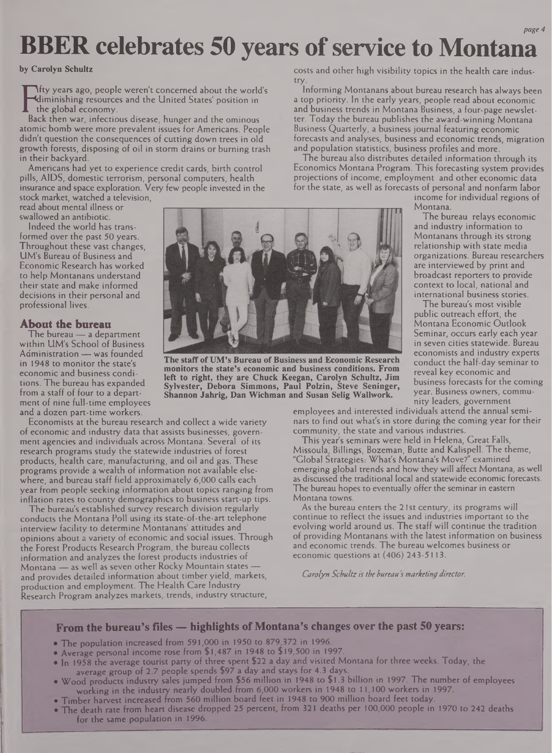# BBER celebrates 50 years of service to Montana

**by Carolyn Schultz**

Fifty years ago, people weren't concerned about the world's diminishing resources and the United States' position in the global economy.

Back then war, infectious disease, hunger and the ominous atomic bomb were more prevalent issues for Americans. People didn't question the consequences of cutting down trees in old growth forests, disposing of oil in storm drains or burning trash in their backyard.

Americans had yet to experience credit cards, birth control pills, AIDS, domestic terrorism, personal computers, health insurance and space exploration. Very few people invested in the stock market, watched a television, read about mental illness or swallowed an antibiotic.

Indeed the world has transformed over the past 50 years. Throughout these vast changes, UM's Bureau of Business and Economic Research has worked to help Montanans understand their state and make informed decisions in their personal and professional lives.

## About the bureau

The bureau — a department within UM's School of Business Administration — was founded in 1948 to monitor the state's economic and business conditions. The bureau has expanded from a staff of four to a department of nine full-time employees and a dozen part-time workers.

Economists at the bureau research and collect a wide variety of economic and industry data that assists businesses, government agencies and individuals across Montana. Several of its research programs study the statewide industries of forest products, health care, manufacturing, and oil and gas. These programs provide a wealth of information not available elsewhere, and bureau staff field approximately 6,000 calls each year from people seeking information about topics ranging from inflation rates to county demographics to business start-up tips.

The bureau's established survey research division regularly conducts the Montana Poll using its state-of-the-art telephone interview facility to determine Montanans' attitudes and opinions about a variety of economic and social issues. Through the Forest Products Research Program, the bureau collects information and analyzes the forest products industries of Montana — as well as seven other Rocky Mountain states — and provides detailed information about timber yield, markets, production and employment. The Health Care Industry Research Program analyzes markets, trends, industry structure, costs and other high visibility topics in the health care industry.

**The staff of UM's Bureau of Business and Economic Research monitors the state's economic and business conditions. From left to right, they are Chuck Keegan, Carolyn Schultz, Jim Sylvester, Debora Simmons, Paul Polzin, Steve Seninger, Shannon Jahrig, Dan Wichman and Susan Selig Wallwork.**

Informing Montanans about bureau research has always been a top priority. In the early years, people read about economic and business trends in Montana Business, a four-page newsletter. Today the bureau publishes the award-winning Montana Business Quarterly, a business journal featuring economic forecasts and analyses, business and economic trends, migration and population statistics, business profiles and more.

The bureau also distributes detailed information through its Economics Montana Program. This forecasting system provides projections of income, employment and other economic data for the state, as well as forecasts of personal and nonfarm labor income for individual regions of Montana.

The bureau relays economic and industry information to Montanans through its strong relationship with state media organizations. Bureau researchers are interviewed by print and broadcast reporters to provide context to local, national and international business stories.

The bureau's most visible public outreach effort, the Montana Economic Outlook Seminar, occurs early each year in seven cities statewide. Bureau economists and industry experts conduct the half-day seminar to reveal key economic and business forecasts for the coming year. Business owners, community leaders, government employees and interested individuals attend the annual seminars to find out what's in store during the coming year for their community, the state and various industries.

This year's seminars were held in Helena, Great Falls, Missoula, Billings, Bozeman, Butte and Kalispell. The theme, "Global Strategies: What's Montana's Move?" examined emerging global trends and how they will affect Montana, as well as discussed the traditional local and statewide economic forecasts. The bureau hopes to eventually offer the seminar in eastern Montana towns.

As the bureau enters the 21st century, its programs will continue to reflect the issues and industries important to the evolving world around us. The staff will continue the tradition of providing Montanans with the latest information on business and economic trends. The bureau welcomes business or economic questions at (406) 243-5113.

*Carolyn Schultz is the bureau's marketing director.*

### From the bureau's files — highlights of Montana's changes over the past 50 years:

- The population increased from 591,000 in 1950 to 879,372 in 1996.
- Average personal income rose from $1,487 in 1948 to $19,500 in 1997.
- In 1958 the average tourist party of three spent $22 a day and visited Montana for three weeks. Today, the average group of 2.7 people spends $97 a day and stays for 4.3 days.
- Wood products industry sales jumped from $56 million in 1948 to $1.3 billion in 1997. The number of employees working in the industry nearly doubled from 6,000 workers in 1948 to 11,100 workers in 1997.
- Timber harvest increased from 560 million board feet in 1948 to 900 million board feet today.
- The death rate from heart disease dropped 25 percent, from 321 deaths per 100,000 people in 1970 to 242 deaths for the same population in 1996.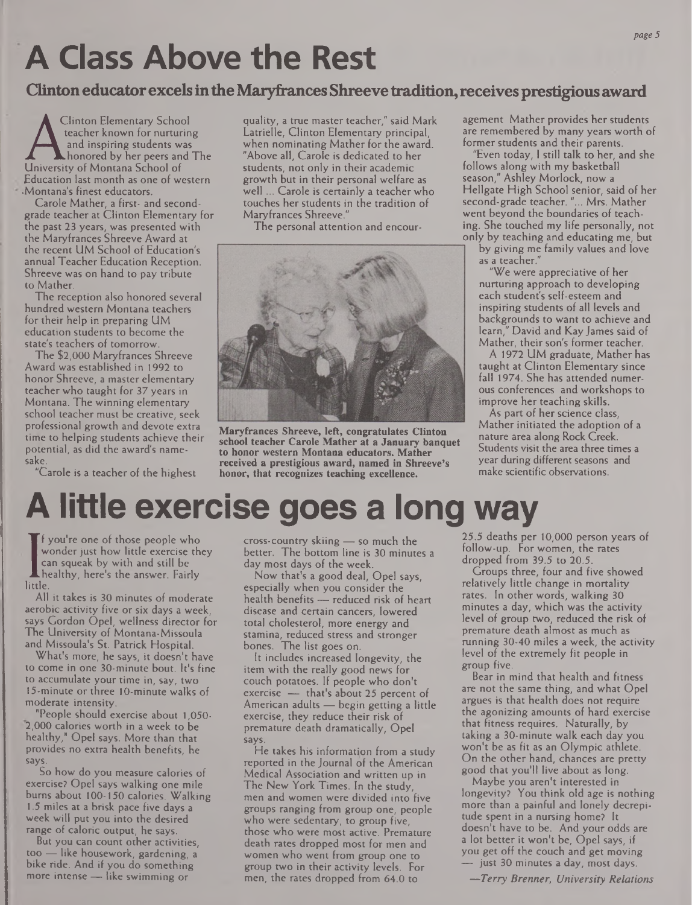# A Class Above the Rest

## Clinton educator excels in the Maryfrances Shreeve tradition, receives prestigious award

A Clinton Elementary School teacher known for nurturing and inspiring students was honored by her peers and The University of Montana School of Education last month as one of western Montana's finest educators.

Carole Mather, a first- and second-grade teacher at Clinton Elementary for the past 23 years, was presented with the Maryfrances Shreeve Award at the recent UM School of Education's annual Teacher Education Reception. Shreeve was on hand to pay tribute to Mather.

The reception also honored several hundred western Montana teachers for their help in preparing UM education students to become the state's teachers of tomorrow.

The $2,000 Maryfrances Shreeve Award was established in 1992 to honor Shreeve, a master elementary teacher who taught for 37 years in Montana. The winning elementary school teacher must be creative, seek professional growth and devote extra time to helping students achieve their potential, as did the award's namesake.

"Carole is a teacher of the highest quality, a true master teacher," said Mark Latrielle, Clinton Elementary principal, when nominating Mather for the award. "Above all, Carole is dedicated to her students, not only in their academic growth but in their personal welfare as well ... Carole is certainly a teacher who touches her students in the tradition of Maryfrances Shreeve."

The personal attention and encouragement Mather provides her students are remembered by many years worth of former students and their parents.

"Even today, I still talk to her, and she follows along with my basketball season," Ashley Morlock, now a Hellgate High School senior, said of her second-grade teacher. "... Mrs. Mather went beyond the boundaries of teaching. She touched my life personally, not only by teaching and educating me, but by giving me family values and love as a teacher."

"We were appreciative of her nurturing approach to developing each student's self-esteem and inspiring students of all levels and backgrounds to want to achieve and learn," David and Kay James said of Mather, their son's former teacher.

A 1972 UM graduate, Mather has taught at Clinton Elementary since fall 1974. She has attended numerous conferences and workshops to improve her teaching skills.

As part of her science class, Mather initiated the adoption of a nature area along Rock Creek. Students visit the area three times a year during different seasons and make scientific observations.

**Maryfrances Shreeve, left, congratulates Clinton school teacher Carole Mather at a January banquet to honor western Montana educators. Mather received a prestigious award, named in Shreeve's honor, that recognizes teaching excellence.**

# A little exercise goes a long way

If you're one of those people who wonder just how little exercise they can squeak by with and still be healthy, here's the answer. Fairly little.

All it takes is 30 minutes of moderate aerobic activity five or six days a week, says Gordon Opel, wellness director for The University of Montana-Missoula and Missoula's St. Patrick Hospital.

What's more, he says, it doesn't have to come in one 30-minute bout. It's fine to accumulate your time in, say, two 15-minute or three 10-minute walks of moderate intensity.

"People should exercise about 1,050-2,000 calories worth in a week to be healthy," Opel says. More than that provides no extra health benefits, he says.

So how do you measure calories of exercise? Opel says walking one mile burns about 100-150 calories. Walking 1.5 miles at a brisk pace five days a week will put you into the desired range of caloric output, he says.

But you can count other activities, too — like housework, gardening, a bike ride. And if you do something more intense — like swimming or cross-country skiing — so much the better. The bottom line is 30 minutes a day most days of the week.

Now that's a good deal, Opel says, especially when you consider the health benefits — reduced risk of heart disease and certain cancers, lowered total cholesterol, more energy and stamina, reduced stress and stronger bones. The list goes on.

It includes increased longevity, the item with the really good news for couch potatoes. If people who don't exercise — that's about 25 percent of American adults — begin getting a little exercise, they reduce their risk of premature death dramatically, Opel says.

He takes his information from a study reported in the Journal of the American Medical Association and written up in The New York Times. In the study, men and women were divided into five groups ranging from group one, people who were sedentary, to group five, those who were most active. Premature death rates dropped most for men and women who went from group one to group two in their activity levels. For men, the rates dropped from 64.0 to 25.5 deaths per 10,000 person years of follow-up. For women, the rates dropped from 39.5 to 20.5.

Groups three, four and five showed relatively little change in mortality rates. In other words, walking 30 minutes a day, which was the activity level of group two, reduced the risk of premature death almost as much as running 30-40 miles a week, the activity level of the extremely fit people in group five.

Bear in mind that health and fitness are not the same thing, and what Opel argues is that health does not require the agonizing amounts of hard exercise that fitness requires. Naturally, by taking a 30-minute walk each day you won't be as fit as an Olympic athlete. On the other hand, chances are pretty good that you'll live about as long.

Maybe you aren't interested in longevity? You think old age is nothing more than a painful and lonely decrepitude spent in a nursing home? It doesn't have to be. And your odds are a lot better it won't be, Opel says, if you get off the couch and get moving — just 30 minutes a day, most days.

*—Terry Brenner, University Relations*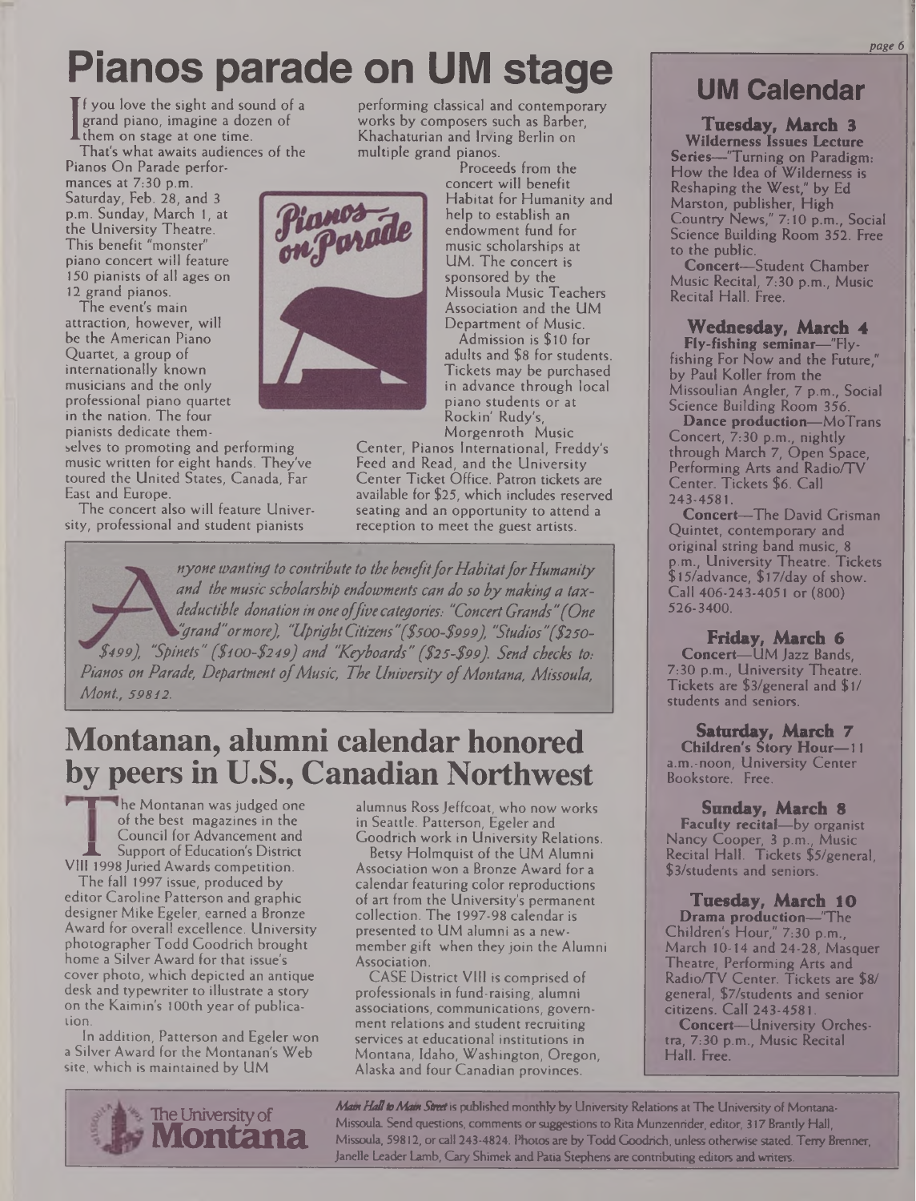# Pianos parade on UM stage

If you love the sight and sound of a grand piano, imagine a dozen of them on stage at one time.

That's what awaits audiences of the Pianos On Parade performances at 7:30 p.m. Saturday, Feb. 28, and 3 p.m. Sunday, March 1, at the University Theatre. This benefit "monster" piano concert will feature 150 pianists of all ages on 12 grand pianos.

The event's main attraction, however, will be the American Piano Quartet, a group of internationally known musicians and the only professional piano quartet in the nation. The four pianists dedicate themselves to promoting and performing music written for eight hands. They've toured the United States, Canada, Far East and Europe.

The concert also will feature University, professional and student pianists performing classical and contemporary works by composers such as Barber, Khachaturian and Irving Berlin on multiple grand pianos.

Proceeds from the concert will benefit Habitat for Humanity and help to establish an endowment fund for music scholarships at UM. The concert is sponsored by the Missoula Music Teachers Association and the UM Department of Music.

Admission is $10 for adults and $8 for students. Tickets may be purchased in advance through local piano students or at Rockin' Rudy's, Morgenroth Music Center, Pianos International, Freddy's Feed and Read, and the University Center Ticket Office. Patron tickets are available for $25, which includes reserved seating and an opportunity to attend a reception to meet the guest artists.

*Anyone wanting to contribute to the benefit for Habitat for Humanity and the music scholarship endowments can do so by making a tax-deductible donation in one of five categories: "Concert Grands" (One "grand" or more), "Upright Citizens" ($500-$999), "Studios" ($250-$499), "Spinets" ($100-$249) and "Keyboards" ($25-$99). Send checks to: Pianos on Parade, Department of Music, The University of Montana, Missoula, Mont., 59812.*

# Montanan, alumni calendar honored by peers in U.S., Canadian Northwest

The Montanan was judged one of the best magazines in the Council for Advancement and Support of Education's District VIII 1998 Juried Awards competition.

The fall 1997 issue, produced by editor Caroline Patterson and graphic designer Mike Egeler, earned a Bronze Award for overall excellence. University photographer Todd Goodrich brought home a Silver Award for that issue's cover photo, which depicted an antique desk and typewriter to illustrate a story on the Kaimin's 100th year of publication.

In addition, Patterson and Egeler won a Silver Award for the Montanan's Web site, which is maintained by UM alumnus Ross Jeffcoat, who now works in Seattle. Patterson, Egeler and Goodrich work in University Relations.

Betsy Holmquist of the UM Alumni Association won a Bronze Award for a calendar featuring color reproductions of art from the University's permanent collection. The 1997-98 calendar is presented to UM alumni as a new-member gift when they join the Alumni Association.

CASE District VIII is comprised of professionals in fund-raising, alumni associations, communications, government relations and student recruiting services at educational institutions in Montana, Idaho, Washington, Oregon, Alaska and four Canadian provinces.

## UM Calendar

### Tuesday, March 3

**Wilderness Issues Lecture Series**—"Turning on Paradigm: How the Idea of Wilderness is Reshaping the West," by Ed Marston, publisher, High Country News," 7:10 p.m., Social Science Building Room 352. Free to the public.

**Concert**—Student Chamber Music Recital, 7:30 p.m., Music Recital Hall. Free.

### Wednesday, March 4

**Fly-fishing seminar**—"Fly-fishing For Now and the Future," by Paul Koller from the Missoulian Angler, 7 p.m., Social Science Building Room 356.

**Dance production**—MoTrans Concert, 7:30 p.m., nightly through March 7, Open Space, Performing Arts and Radio/TV Center. Tickets $6. Call 243-4581.

**Concert**—The David Grisman Quintet, contemporary and original string band music, 8 p.m., University Theatre. Tickets $15/advance, $17/day of show. Call 406-243-4051 or (800) 526-3400.

### Friday, March 6

**Concert**—UM Jazz Bands, 7:30 p.m., University Theatre. Tickets are $3/general and $1/students and seniors.

### Saturday, March 7

**Children's Story Hour**—11 a.m.-noon, University Center Bookstore. Free.

### Sunday, March 8

**Faculty recital**—by organist Nancy Cooper, 3 p.m., Music Recital Hall. Tickets $5/general, $3/students and seniors.

### Tuesday, March 10

**Drama production**—"The Children's Hour," 7:30 p.m., March 10-14 and 24-28, Masquer Theatre, Performing Arts and Radio/TV Center. Tickets are $8/general, $7/students and senior citizens. Call 243-4581.

**Concert**—University Orchestra, 7:30 p.m., Music Recital Hall. Free.

The University of Montana

*Main Hall to Main Street* is published monthly by University Relations at The University of Montana-Missoula. Send questions, comments or suggestions to Rita Munzenrider, editor, 317 Brantly Hall, Missoula, 59812, or call 243-4824. Photos are by Todd Goodrich, unless otherwise stated. Terry Brenner, Janelle Leader Lamb, Cary Shimek and Patia Stephens are contributing editors and writers.